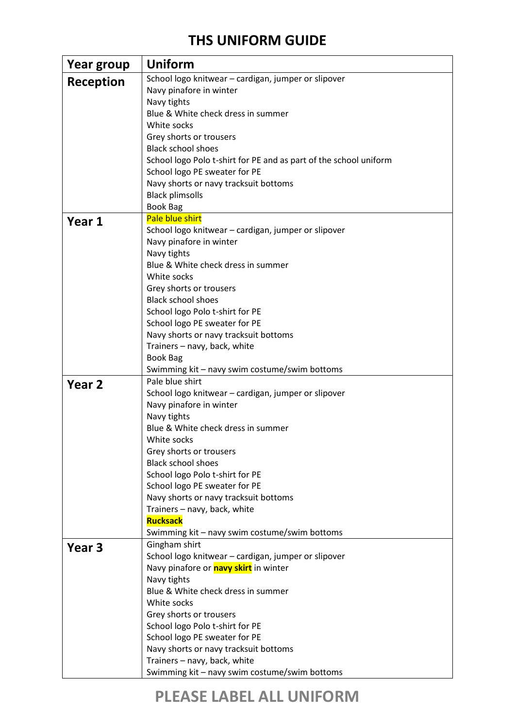# THS UNIFORM GUIDE

| Year group | Uniform |
|---|---|
| **Reception** | School logo knitwear – cardigan, jumper or slipover<br>Navy pinafore in winter<br>Navy tights<br>Blue & White check dress in summer<br>White socks<br>Grey shorts or trousers<br>Black school shoes<br>School logo Polo t-shirt for PE and as part of the school uniform<br>School logo PE sweater for PE<br>Navy shorts or navy tracksuit bottoms<br>Black plimsolls<br>Book Bag |
| **Year 1** | Pale blue shirt<br>School logo knitwear – cardigan, jumper or slipover<br>Navy pinafore in winter<br>Navy tights<br>Blue & White check dress in summer<br>White socks<br>Grey shorts or trousers<br>Black school shoes<br>School logo Polo t-shirt for PE<br>School logo PE sweater for PE<br>Navy shorts or navy tracksuit bottoms<br>Trainers – navy, back, white<br>Book Bag<br>Swimming kit – navy swim costume/swim bottoms |
| **Year 2** | Pale blue shirt<br>School logo knitwear – cardigan, jumper or slipover<br>Navy pinafore in winter<br>Navy tights<br>Blue & White check dress in summer<br>White socks<br>Grey shorts or trousers<br>Black school shoes<br>School logo Polo t-shirt for PE<br>School logo PE sweater for PE<br>Navy shorts or navy tracksuit bottoms<br>Trainers – navy, back, white<br>**Rucksack**<br>Swimming kit – navy swim costume/swim bottoms |
| **Year 3** | Gingham shirt<br>School logo knitwear – cardigan, jumper or slipover<br>Navy pinafore or **navy skirt** in winter<br>Navy tights<br>Blue & White check dress in summer<br>White socks<br>Grey shorts or trousers<br>School logo Polo t-shirt for PE<br>School logo PE sweater for PE<br>Navy shorts or navy tracksuit bottoms<br>Trainers – navy, back, white<br>Swimming kit – navy swim costume/swim bottoms |

**PLEASE LABEL ALL UNIFORM**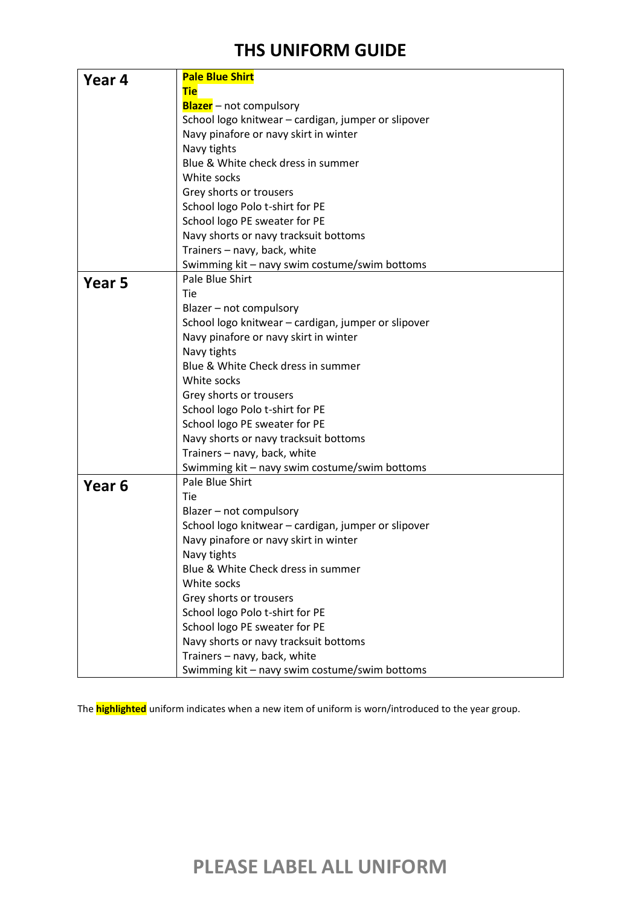# THS UNIFORM GUIDE

| Year | Uniform |
|---|---|
| **Year 4** | **Pale Blue Shirt**<br>**Tie**<br>**Blazer** – not compulsory<br>School logo knitwear – cardigan, jumper or slipover<br>Navy pinafore or navy skirt in winter<br>Navy tights<br>Blue & White check dress in summer<br>White socks<br>Grey shorts or trousers<br>School logo Polo t-shirt for PE<br>School logo PE sweater for PE<br>Navy shorts or navy tracksuit bottoms<br>Trainers – navy, back, white<br>Swimming kit – navy swim costume/swim bottoms |
| **Year 5** | Pale Blue Shirt<br>Tie<br>Blazer – not compulsory<br>School logo knitwear – cardigan, jumper or slipover<br>Navy pinafore or navy skirt in winter<br>Navy tights<br>Blue & White Check dress in summer<br>White socks<br>Grey shorts or trousers<br>School logo Polo t-shirt for PE<br>School logo PE sweater for PE<br>Navy shorts or navy tracksuit bottoms<br>Trainers – navy, back, white<br>Swimming kit – navy swim costume/swim bottoms |
| **Year 6** | Pale Blue Shirt<br>Tie<br>Blazer – not compulsory<br>School logo knitwear – cardigan, jumper or slipover<br>Navy pinafore or navy skirt in winter<br>Navy tights<br>Blue & White Check dress in summer<br>White socks<br>Grey shorts or trousers<br>School logo Polo t-shirt for PE<br>School logo PE sweater for PE<br>Navy shorts or navy tracksuit bottoms<br>Trainers – navy, back, white<br>Swimming kit – navy swim costume/swim bottoms |

The **highlighted** uniform indicates when a new item of uniform is worn/introduced to the year group.

**PLEASE LABEL ALL UNIFORM**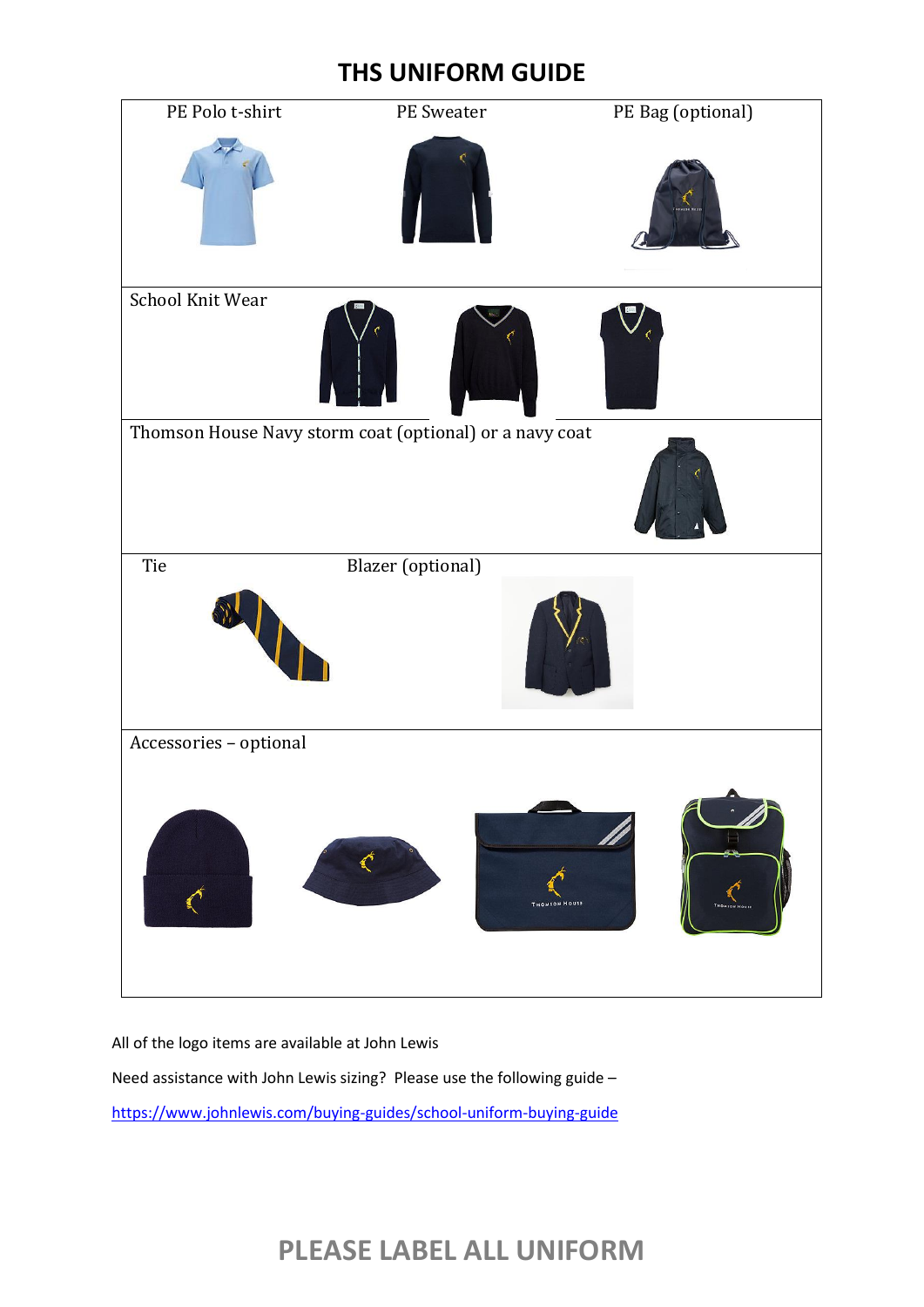# THS UNIFORM GUIDE

| | | |
|---|---|---|
| PE Polo t-shirt | PE Sweater | PE Bag (optional) |
| School Knit Wear | | |
| Thomson House Navy storm coat (optional) or a navy coat | | |
| Tie | Blazer (optional) | |
| Accessories – optional | | |

All of the logo items are available at John Lewis

Need assistance with John Lewis sizing? Please use the following guide –

https://www.johnlewis.com/buying-guides/school-uniform-buying-guide

**PLEASE LABEL ALL UNIFORM**